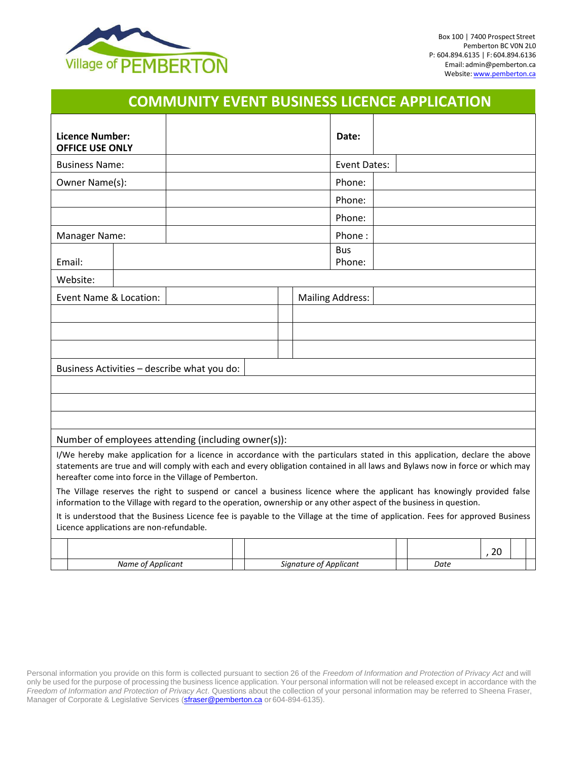Village of PEMBERTON

Box 100 | 7400 Prospect Street
Pemberton BC V0N 2L0
P: 604.894.6135 | F: 604.894.6136
Email: admin@pemberton.ca
Website: www.pemberton.ca

# COMMUNITY EVENT BUSINESS LICENCE APPLICATION

| | | | |
|---|---|---|---|
| **Licence Number: OFFICE USE ONLY** | | **Date:** | |
| Business Name: | | Event Dates: | |
| Owner Name(s): | | Phone: | |
| | | Phone: | |
| | | Phone: | |
| Manager Name: | | Phone : | |
| Email: | | Bus Phone: | |
| Website: | | | |
| Event Name & Location: | | Mailing Address: | |
| | | | |
| | | | |
| | | | |
| Business Activities – describe what you do: | | | |
| | | | |
| | | | |
| | | | |
| Number of employees attending (including owner(s)): | | | |

I/We hereby make application for a licence in accordance with the particulars stated in this application, declare the above statements are true and will comply with each and every obligation contained in all laws and Bylaws now in force or which may hereafter come into force in the Village of Pemberton.

The Village reserves the right to suspend or cancel a business licence where the applicant has knowingly provided false information to the Village with regard to the operation, ownership or any other aspect of the business in question.

It is understood that the Business Licence fee is payable to the Village at the time of application. Fees for approved Business Licence applications are non-refundable.

| | | |
|---|---|---|
| | | , 20 |
| *Name of Applicant* | *Signature of Applicant* | *Date* |

Personal information you provide on this form is collected pursuant to section 26 of the *Freedom of Information and Protection of Privacy Act* and will only be used for the purpose of processing the business licence application. Your personal information will not be released except in accordance with the *Freedom of Information and Protection of Privacy Act*. Questions about the collection of your personal information may be referred to Sheena Fraser, Manager of Corporate & Legislative Services (sfraser@pemberton.ca or 604-894-6135).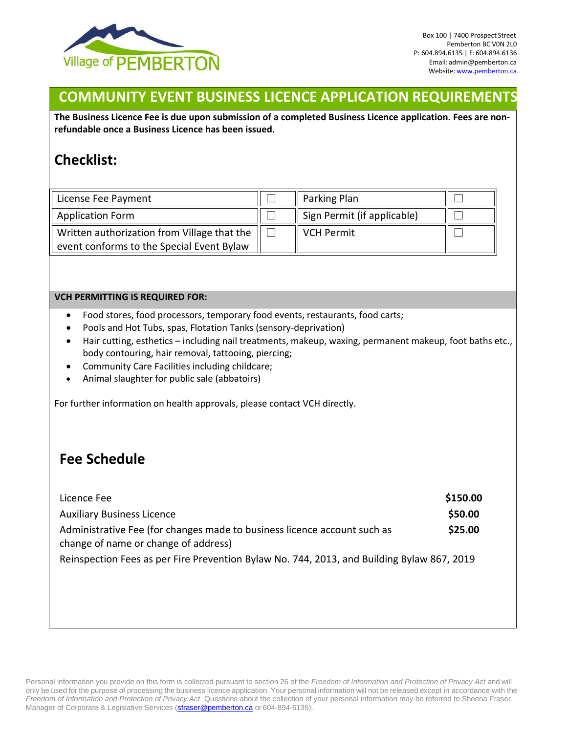Box 100 | 7400 Prospect Street
Pemberton BC V0N 2L0
P: 604.894.6135 | F: 604.894.6136
Email: admin@pemberton.ca
Website: www.pemberton.ca

# COMMUNITY EVENT BUSINESS LICENCE APPLICATION REQUIREMENTS

**The Business Licence Fee is due upon submission of a completed Business Licence application. Fees are non-refundable once a Business Licence has been issued.**

## Checklist:

| | | | |
|---|---|---|---|
| License Fee Payment | ☐ | Parking Plan | ☐ |
| Application Form | ☐ | Sign Permit (if applicable) | ☐ |
| Written authorization from Village that the event conforms to the Special Event Bylaw | ☐ | VCH Permit | ☐ |

**VCH PERMITTING IS REQUIRED FOR:**

- Food stores, food processors, temporary food events, restaurants, food carts;
- Pools and Hot Tubs, spas, Flotation Tanks (sensory-deprivation)
- Hair cutting, esthetics – including nail treatments, makeup, waxing, permanent makeup, foot baths etc., body contouring, hair removal, tattooing, piercing;
- Community Care Facilities including childcare;
- Animal slaughter for public sale (abbatoirs)

For further information on health approvals, please contact VCH directly.

## Fee Schedule

| | |
|---|---|
| Licence Fee | **$150.00** |
| Auxiliary Business Licence | **$50.00** |
| Administrative Fee (for changes made to business licence account such as change of name or change of address) | **$25.00** |

Reinspection Fees as per Fire Prevention Bylaw No. 744, 2013, and Building Bylaw 867, 2019

Personal information you provide on this form is collected pursuant to section 26 of the *Freedom of Information and Protection of Privacy Act* and will only be used for the purpose of processing the business licence application. Your personal information will not be released except in accordance with the *Freedom of Information and Protection of Privacy Act*. Questions about the collection of your personal information may be referred to Sheena Fraser, Manager of Corporate & Legislative Services (sfraser@pemberton.ca or 604-894-6135).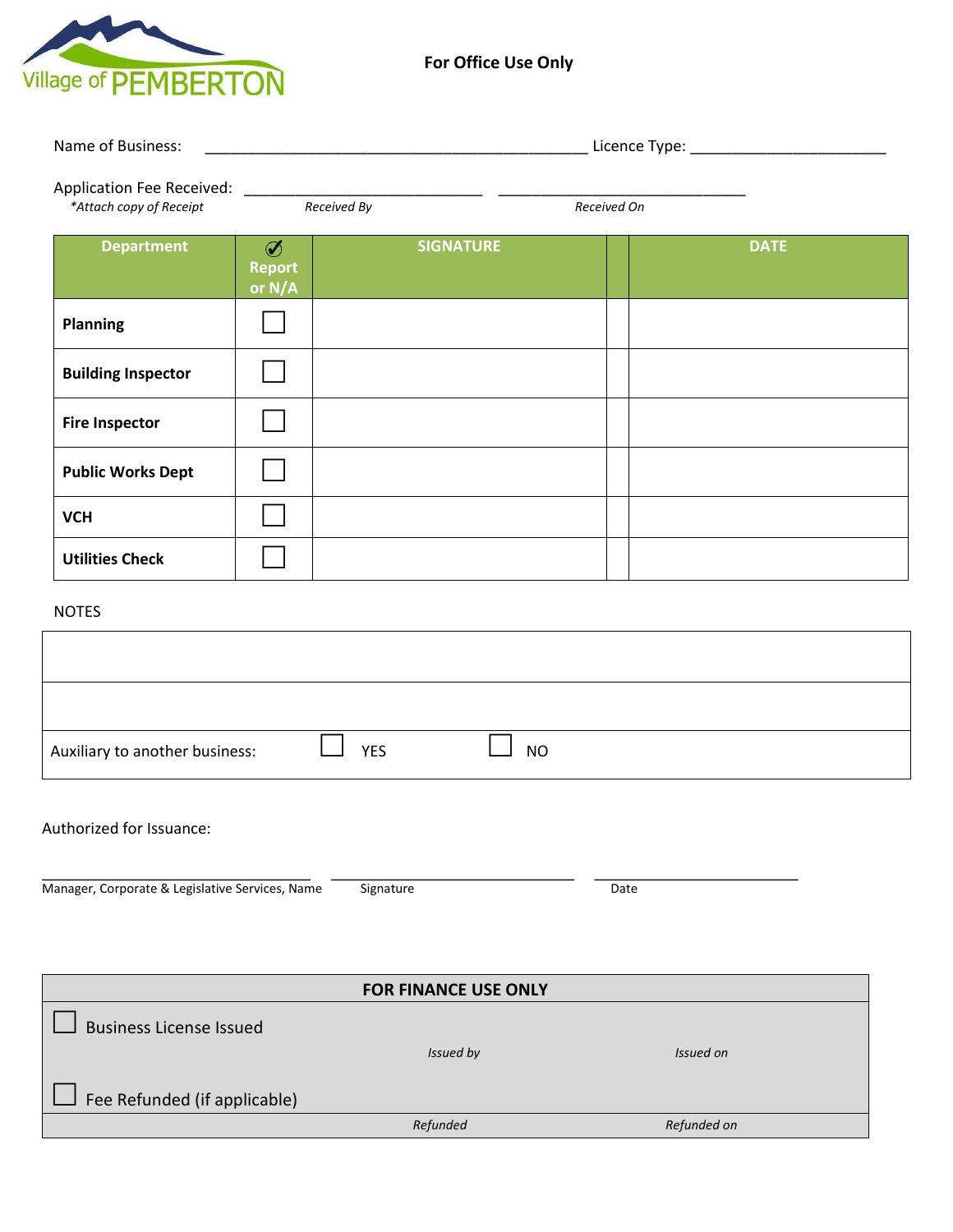Village of PEMBERTON

**For Office Use Only**

Name of Business: ______________________________________________ Licence Type: ________________________

Application Fee Received: ______________________________ ______________________________

*\*Attach copy of Receipt* *Received By* *Received On*

| Department | ✓ Report or N/A | SIGNATURE | | DATE |
|---|---|---|---|---|
| **Planning** | ☐ | | | |
| **Building Inspector** | ☐ | | | |
| **Fire Inspector** | ☐ | | | |
| **Public Works Dept** | ☐ | | | |
| **VCH** | ☐ | | | |
| **Utilities Check** | ☐ | | | |

NOTES

| |
|---|
| |
| |
| Auxiliary to another business: ☐ YES ☐ NO |

Authorized for Issuance:

______________________________ ______________________________ ______________________________

Manager, Corporate & Legislative Services, Name Signature Date

| FOR FINANCE USE ONLY | | |
|---|---|---|
| ☐ Business License Issued | *Issued by* | *Issued on* |
| ☐ Fee Refunded (if applicable) | *Refunded* | *Refunded on* |